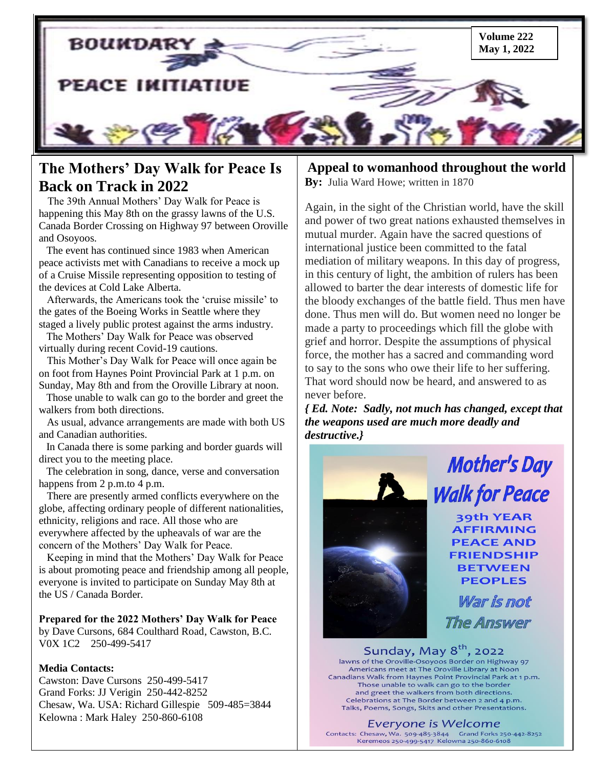# BOUNDARY PEACE INITIATIVE

**Volume 222**
**May 1, 2022**

## The Mothers' Day Walk for Peace Is Back on Track in 2022

The 39th Annual Mothers' Day Walk for Peace is happening this May 8th on the grassy lawns of the U.S. Canada Border Crossing on Highway 97 between Oroville and Osoyoos.

The event has continued since 1983 when American peace activists met with Canadians to receive a mock up of a Cruise Missile representing opposition to testing of the devices at Cold Lake Alberta.

Afterwards, the Americans took the 'cruise missile' to the gates of the Boeing Works in Seattle where they staged a lively public protest against the arms industry.

The Mothers' Day Walk for Peace was observed virtually during recent Covid-19 cautions.

This Mother's Day Walk for Peace will once again be on foot from Haynes Point Provincial Park at 1 p.m. on Sunday, May 8th and from the Oroville Library at noon.

Those unable to walk can go to the border and greet the walkers from both directions.

As usual, advance arrangements are made with both US and Canadian authorities.

In Canada there is some parking and border guards will direct you to the meeting place.

The celebration in song, dance, verse and conversation happens from 2 p.m.to 4 p.m.

There are presently armed conflicts everywhere on the globe, affecting ordinary people of different nationalities, ethnicity, religions and race. All those who are everywhere affected by the upheavals of war are the concern of the Mothers' Day Walk for Peace.

Keeping in mind that the Mothers' Day Walk for Peace is about promoting peace and friendship among all people, everyone is invited to participate on Sunday May 8th at the US / Canada Border.

**Prepared for the 2022 Mothers' Day Walk for Peace** by Dave Cursons, 684 Coulthard Road, Cawston, B.C. V0X 1C2 250-499-5417

**Media Contacts:**
Cawston: Dave Cursons 250-499-5417
Grand Forks: JJ Verigin 250-442-8252
Chesaw, Wa. USA: Richard Gillespie 509-485=3844
Kelowna : Mark Haley 250-860-6108

## Appeal to womanhood throughout the world

**By:** Julia Ward Howe; written in 1870

Again, in the sight of the Christian world, have the skill and power of two great nations exhausted themselves in mutual murder. Again have the sacred questions of international justice been committed to the fatal mediation of military weapons. In this day of progress, in this century of light, the ambition of rulers has been allowed to barter the dear interests of domestic life for the bloody exchanges of the battle field. Thus men have done. Thus men will do. But women need no longer be made a party to proceedings which fill the globe with grief and horror. Despite the assumptions of physical force, the mother has a sacred and commanding word to say to the sons who owe their life to her suffering. That word should now be heard, and answered to as never before.

***{ Ed. Note: Sadly, not much has changed, except that the weapons used are much more deadly and destructive.}***

**Mother's Day Walk for Peace**

**39th YEAR AFFIRMING PEACE AND FRIENDSHIP BETWEEN PEOPLES**

*War is not The Answer*

**Sunday, May 8th, 2022**

lawns of the Oroville-Osoyoos Border on Highway 97
Americans meet at The Oroville Library at Noon
Canadians Walk from Haynes Point Provincial Park at 1 p.m.
Those unable to walk can go to the border and greet the walkers from both directions.
Celebrations at The Border between 2 and 4 p.m.
Talks, Poems, Songs, Skits and other Presentations.

*Everyone is Welcome*

Contacts: Chesaw, Wa. 509-485-3844 Grand Forks 250-442-8252
Keremeos 250-499-5417 Kelowna 250-860-6108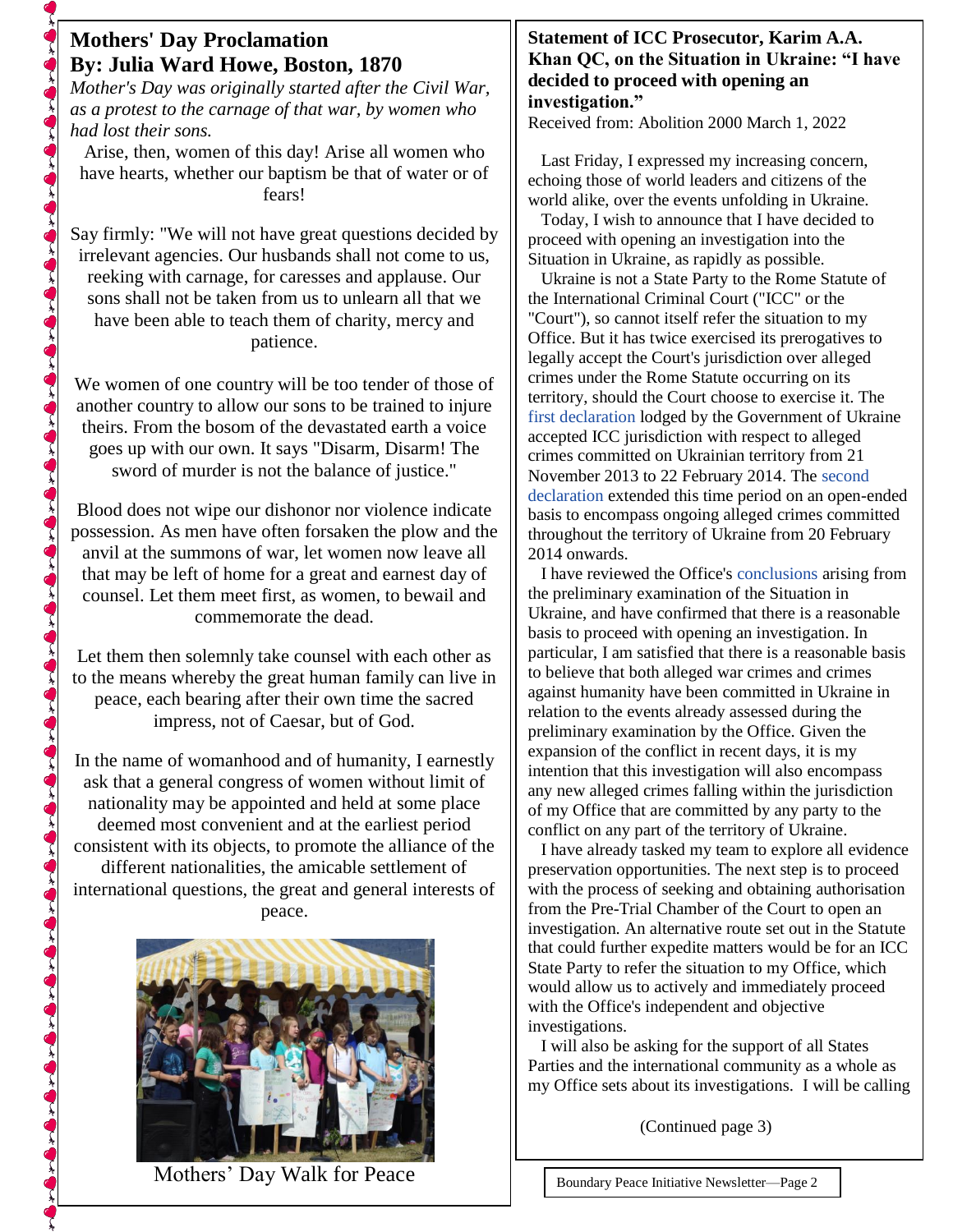## Mothers' Day Proclamation
## By: Julia Ward Howe, Boston, 1870

*Mother's Day was originally started after the Civil War, as a protest to the carnage of that war, by women who had lost their sons.*

Arise, then, women of this day! Arise all women who have hearts, whether our baptism be that of water or of fears!

Say firmly: "We will not have great questions decided by irrelevant agencies. Our husbands shall not come to us, reeking with carnage, for caresses and applause. Our sons shall not be taken from us to unlearn all that we have been able to teach them of charity, mercy and patience.

We women of one country will be too tender of those of another country to allow our sons to be trained to injure theirs. From the bosom of the devastated earth a voice goes up with our own. It says "Disarm, Disarm! The sword of murder is not the balance of justice."

Blood does not wipe our dishonor nor violence indicate possession. As men have often forsaken the plow and the anvil at the summons of war, let women now leave all that may be left of home for a great and earnest day of counsel. Let them meet first, as women, to bewail and commemorate the dead.

Let them then solemnly take counsel with each other as to the means whereby the great human family can live in peace, each bearing after their own time the sacred impress, not of Caesar, but of God.

In the name of womanhood and of humanity, I earnestly ask that a general congress of women without limit of nationality may be appointed and held at some place deemed most convenient and at the earliest period consistent with its objects, to promote the alliance of the different nationalities, the amicable settlement of international questions, the great and general interests of peace.

Mothers' Day Walk for Peace

## Statement of ICC Prosecutor, Karim A.A. Khan QC, on the Situation in Ukraine: "I have decided to proceed with opening an investigation."

Received from: Abolition 2000 March 1, 2022

Last Friday, I expressed my increasing concern, echoing those of world leaders and citizens of the world alike, over the events unfolding in Ukraine.

Today, I wish to announce that I have decided to proceed with opening an investigation into the Situation in Ukraine, as rapidly as possible.

Ukraine is not a State Party to the Rome Statute of the International Criminal Court ("ICC" or the "Court"), so cannot itself refer the situation to my Office. But it has twice exercised its prerogatives to legally accept the Court's jurisdiction over alleged crimes under the Rome Statute occurring on its territory, should the Court choose to exercise it. The first declaration lodged by the Government of Ukraine accepted ICC jurisdiction with respect to alleged crimes committed on Ukrainian territory from 21 November 2013 to 22 February 2014. The second declaration extended this time period on an open-ended basis to encompass ongoing alleged crimes committed throughout the territory of Ukraine from 20 February 2014 onwards.

I have reviewed the Office's conclusions arising from the preliminary examination of the Situation in Ukraine, and have confirmed that there is a reasonable basis to proceed with opening an investigation. In particular, I am satisfied that there is a reasonable basis to believe that both alleged war crimes and crimes against humanity have been committed in Ukraine in relation to the events already assessed during the preliminary examination by the Office. Given the expansion of the conflict in recent days, it is my intention that this investigation will also encompass any new alleged crimes falling within the jurisdiction of my Office that are committed by any party to the conflict on any part of the territory of Ukraine.

I have already tasked my team to explore all evidence preservation opportunities. The next step is to proceed with the process of seeking and obtaining authorisation from the Pre-Trial Chamber of the Court to open an investigation. An alternative route set out in the Statute that could further expedite matters would be for an ICC State Party to refer the situation to my Office, which would allow us to actively and immediately proceed with the Office's independent and objective investigations.

I will also be asking for the support of all States Parties and the international community as a whole as my Office sets about its investigations. I will be calling

(Continued page 3)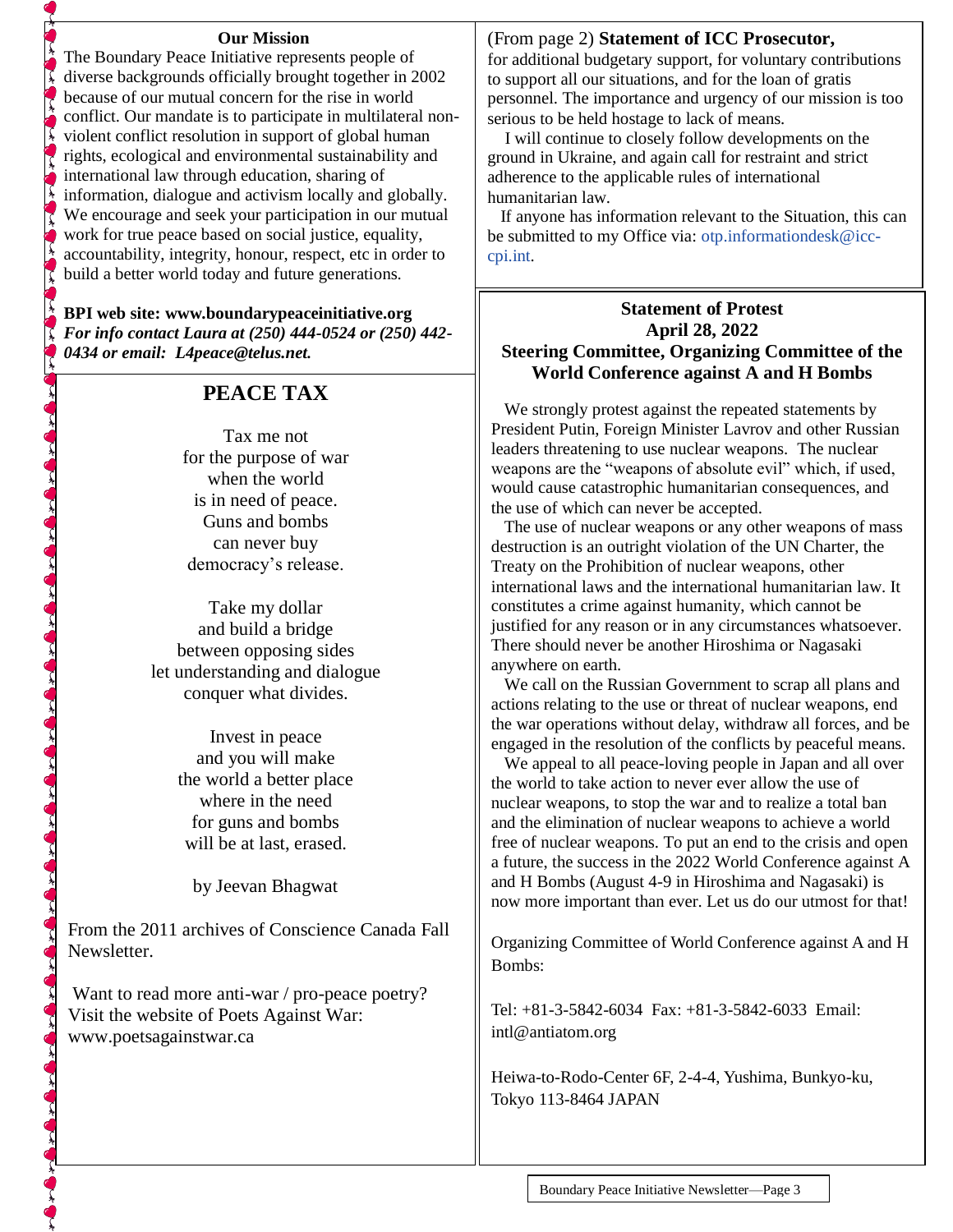**Our Mission**

The Boundary Peace Initiative represents people of diverse backgrounds officially brought together in 2002 because of our mutual concern for the rise in world conflict. Our mandate is to participate in multilateral non-violent conflict resolution in support of global human rights, ecological and environmental sustainability and international law through education, sharing of information, dialogue and activism locally and globally. We encourage and seek your participation in our mutual work for true peace based on social justice, equality, accountability, integrity, honour, respect, etc in order to build a better world today and future generations.

**BPI web site: www.boundarypeaceinitiative.org**
***For info contact Laura at (250) 444-0524 or (250) 442-0434 or email: L4peace@telus.net.***

## PEACE TAX

Tax me not
for the purpose of war
when the world
is in need of peace.
Guns and bombs
can never buy
democracy's release.

Take my dollar
and build a bridge
between opposing sides
let understanding and dialogue
conquer what divides.

Invest in peace
and you will make
the world a better place
where in the need
for guns and bombs
will be at last, erased.

by Jeevan Bhagwat

From the 2011 archives of Conscience Canada Fall Newsletter.

Want to read more anti-war / pro-peace poetry? Visit the website of Poets Against War: www.poetsagainstwar.ca

(From page 2) **Statement of ICC Prosecutor,**
for additional budgetary support, for voluntary contributions to support all our situations, and for the loan of gratis personnel. The importance and urgency of our mission is too serious to be held hostage to lack of means.

I will continue to closely follow developments on the ground in Ukraine, and again call for restraint and strict adherence to the applicable rules of international humanitarian law.

If anyone has information relevant to the Situation, this can be submitted to my Office via: otp.informationdesk@icc-cpi.int.

### Statement of Protest
### April 28, 2022
### Steering Committee, Organizing Committee of the World Conference against A and H Bombs

We strongly protest against the repeated statements by President Putin, Foreign Minister Lavrov and other Russian leaders threatening to use nuclear weapons. The nuclear weapons are the "weapons of absolute evil" which, if used, would cause catastrophic humanitarian consequences, and the use of which can never be accepted.

The use of nuclear weapons or any other weapons of mass destruction is an outright violation of the UN Charter, the Treaty on the Prohibition of nuclear weapons, other international laws and the international humanitarian law. It constitutes a crime against humanity, which cannot be justified for any reason or in any circumstances whatsoever. There should never be another Hiroshima or Nagasaki anywhere on earth.

We call on the Russian Government to scrap all plans and actions relating to the use or threat of nuclear weapons, end the war operations without delay, withdraw all forces, and be engaged in the resolution of the conflicts by peaceful means.

We appeal to all peace-loving people in Japan and all over the world to take action to never ever allow the use of nuclear weapons, to stop the war and to realize a total ban and the elimination of nuclear weapons to achieve a world free of nuclear weapons. To put an end to the crisis and open a future, the success in the 2022 World Conference against A and H Bombs (August 4-9 in Hiroshima and Nagasaki) is now more important than ever. Let us do our utmost for that!

Organizing Committee of World Conference against A and H Bombs:

Tel: +81-3-5842-6034 Fax: +81-3-5842-6033 Email: intl@antiatom.org

Heiwa-to-Rodo-Center 6F, 2-4-4, Yushima, Bunkyo-ku, Tokyo 113-8464 JAPAN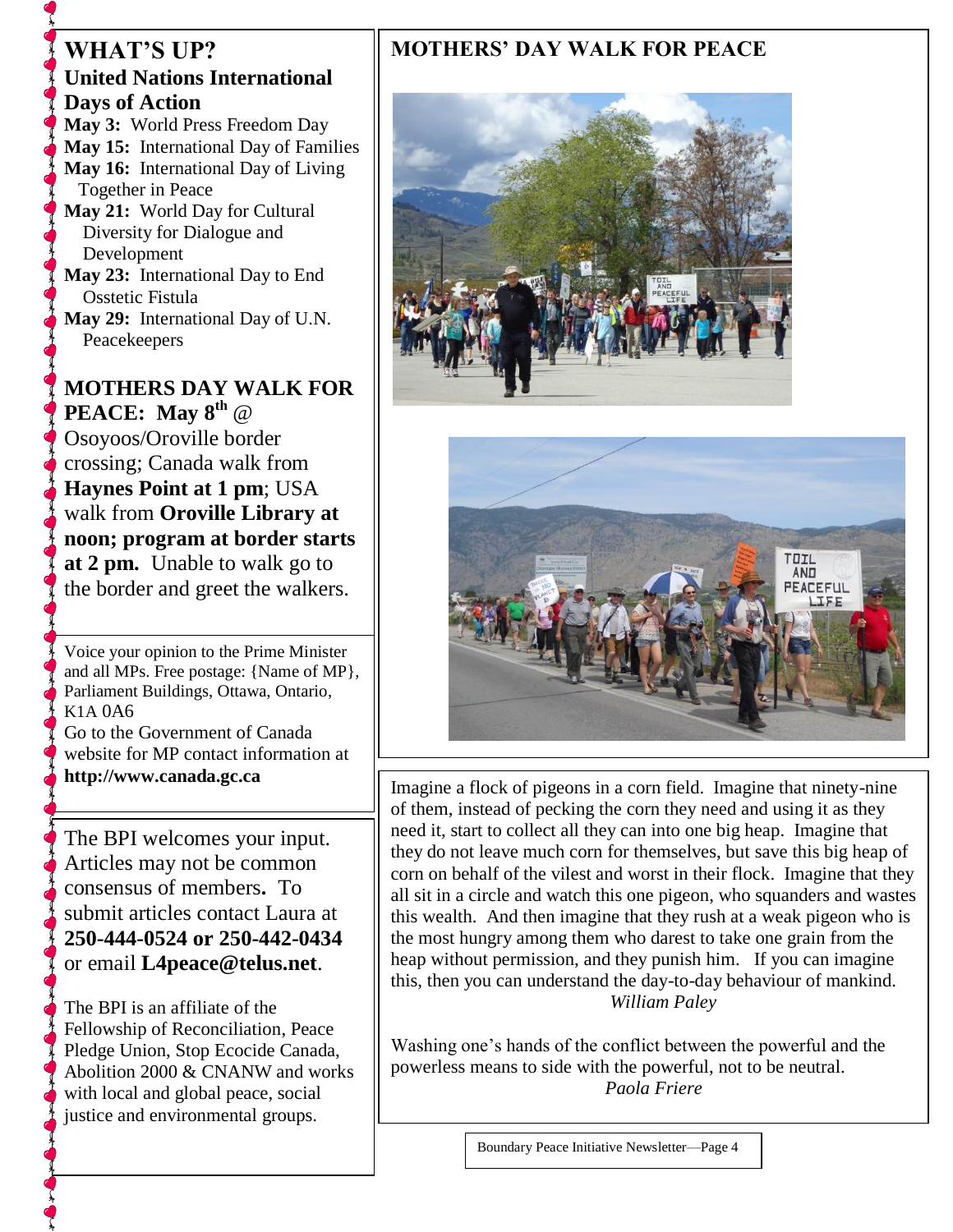## WHAT'S UP?

### United Nations International Days of Action

**May 3:** World Press Freedom Day
**May 15:** International Day of Families
**May 16:** International Day of Living Together in Peace
**May 21:** World Day for Cultural Diversity for Dialogue and Development
**May 23:** International Day to End Osstetic Fistula
**May 29:** International Day of U.N. Peacekeepers

**MOTHERS DAY WALK FOR PEACE: May 8th** @ Osoyoos/Oroville border crossing; Canada walk from **Haynes Point at 1 pm**; USA walk from **Oroville Library at noon; program at border starts at 2 pm.** Unable to walk go to the border and greet the walkers.

Voice your opinion to the Prime Minister and all MPs. Free postage: {Name of MP}, Parliament Buildings, Ottawa, Ontario, K1A 0A6
Go to the Government of Canada website for MP contact information at **http://www.canada.gc.ca**

The BPI welcomes your input. Articles may not be common consensus of members**.** To submit articles contact Laura at **250-444-0524 or 250-442-0434** or email **L4peace@telus.net**.

The BPI is an affiliate of the Fellowship of Reconciliation, Peace Pledge Union, Stop Ecocide Canada, Abolition 2000 & CNANW and works with local and global peace, social justice and environmental groups.

## MOTHERS' DAY WALK FOR PEACE

Imagine a flock of pigeons in a corn field. Imagine that ninety-nine of them, instead of pecking the corn they need and using it as they need it, start to collect all they can into one big heap. Imagine that they do not leave much corn for themselves, but save this big heap of corn on behalf of the vilest and worst in their flock. Imagine that they all sit in a circle and watch this one pigeon, who squanders and wastes this wealth. And then imagine that they rush at a weak pigeon who is the most hungry among them who darest to take one grain from the heap without permission, and they punish him. If you can imagine this, then you can understand the day-to-day behaviour of mankind.

*William Paley*

Washing one's hands of the conflict between the powerful and the powerless means to side with the powerful, not to be neutral.

*Paola Friere*